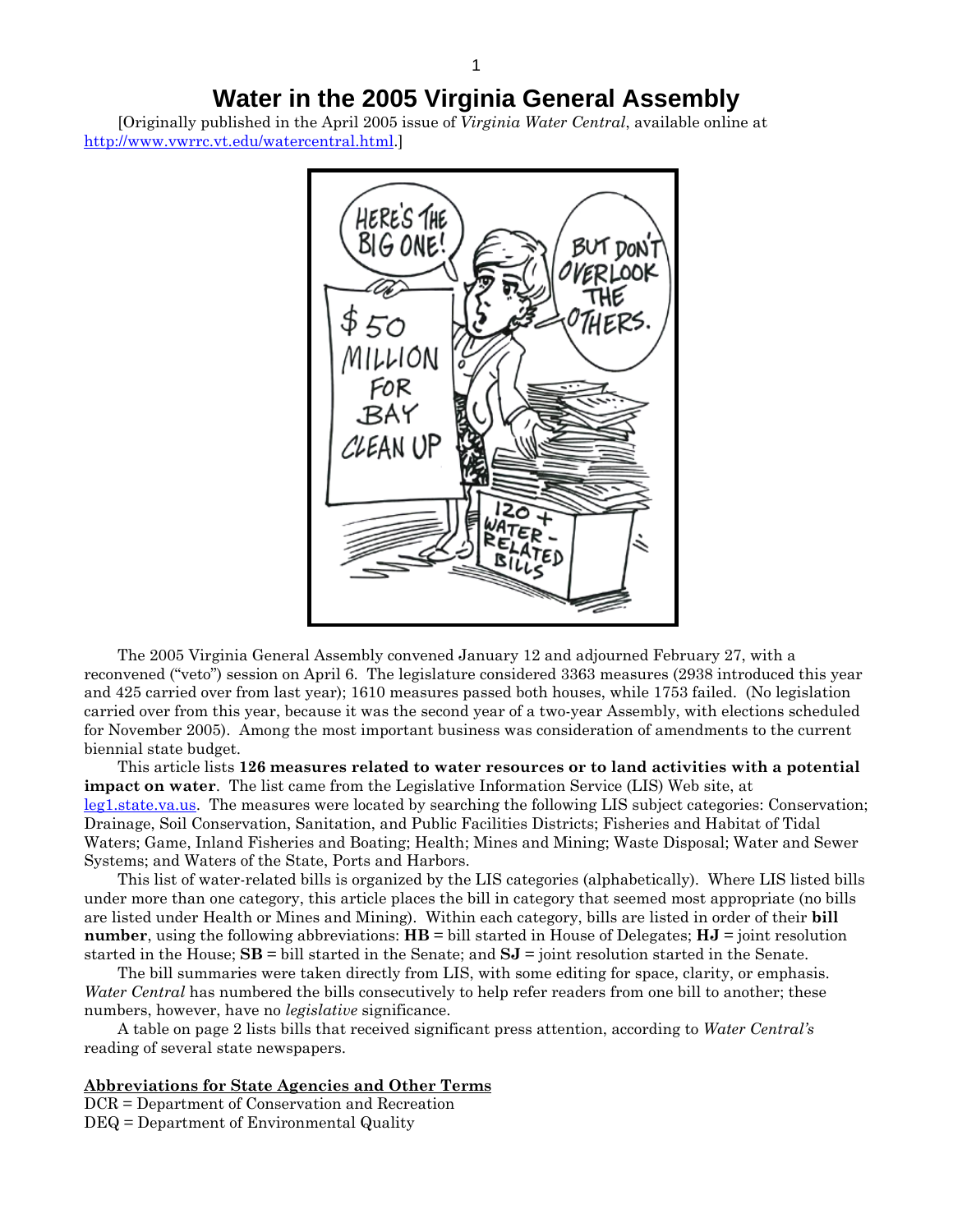# Water in the 2005 Virginia General Assembly

[Originally published in the April 2005 issue of *Virginia Water Central*, available online at http://www.vwrrc.vt.edu/watercentral.html.]

The 2005 Virginia General Assembly convened January 12 and adjourned February 27, with a reconvened ("veto") session on April 6. The legislature considered 3363 measures (2938 introduced this year and 425 carried over from last year); 1610 measures passed both houses, while 1753 failed. (No legislation carried over from this year, because it was the second year of a two-year Assembly, with elections scheduled for November 2005). Among the most important business was consideration of amendments to the current biennial state budget.

This article lists **126 measures related to water resources or to land activities with a potential impact on water**. The list came from the Legislative Information Service (LIS) Web site, at leg1.state.va.us. The measures were located by searching the following LIS subject categories: Conservation; Drainage, Soil Conservation, Sanitation, and Public Facilities Districts; Fisheries and Habitat of Tidal Waters; Game, Inland Fisheries and Boating; Health; Mines and Mining; Waste Disposal; Water and Sewer Systems; and Waters of the State, Ports and Harbors.

This list of water-related bills is organized by the LIS categories (alphabetically). Where LIS listed bills under more than one category, this article places the bill in category that seemed most appropriate (no bills are listed under Health or Mines and Mining). Within each category, bills are listed in order of their **bill number**, using the following abbreviations: **HB** = bill started in House of Delegates; **HJ** = joint resolution started in the House; **SB** = bill started in the Senate; and **SJ** = joint resolution started in the Senate.

The bill summaries were taken directly from LIS, with some editing for space, clarity, or emphasis. *Water Central* has numbered the bills consecutively to help refer readers from one bill to another; these numbers, however, have no *legislative* significance.

A table on page 2 lists bills that received significant press attention, according to *Water Central's* reading of several state newspapers.

## Abbreviations for State Agencies and Other Terms

DCR = Department of Conservation and Recreation
DEQ = Department of Environmental Quality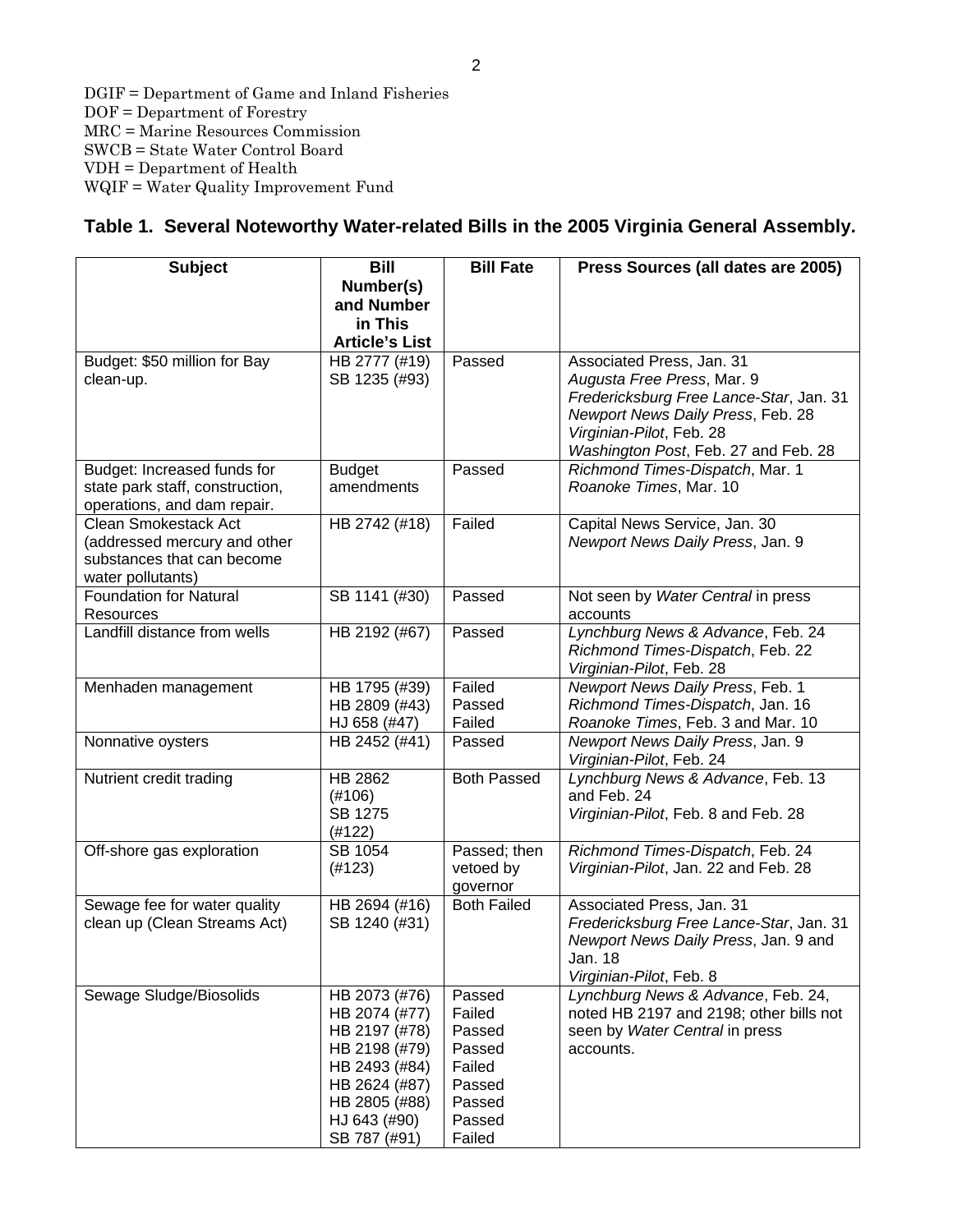DGIF = Department of Game and Inland Fisheries
DOF = Department of Forestry
MRC = Marine Resources Commission
SWCB = State Water Control Board
VDH = Department of Health
WQIF = Water Quality Improvement Fund

## Table 1. Several Noteworthy Water-related Bills in the 2005 Virginia General Assembly.

| Subject | Bill Number(s) and Number in This Article's List | Bill Fate | Press Sources (all dates are 2005) |
|---|---|---|---|
| Budget: $50 million for Bay clean-up. | HB 2777 (#19)<br>SB 1235 (#93) | Passed | Associated Press, Jan. 31<br>*Augusta Free Press*, Mar. 9<br>*Fredericksburg Free Lance-Star*, Jan. 31<br>*Newport News Daily Press*, Feb. 28<br>*Virginian-Pilot*, Feb. 28<br>*Washington Post*, Feb. 27 and Feb. 28 |
| Budget: Increased funds for state park staff, construction, operations, and dam repair. | Budget amendments | Passed | *Richmond Times-Dispatch*, Mar. 1<br>*Roanoke Times*, Mar. 10 |
| Clean Smokestack Act (addressed mercury and other substances that can become water pollutants) | HB 2742 (#18) | Failed | Capital News Service, Jan. 30<br>*Newport News Daily Press*, Jan. 9 |
| Foundation for Natural Resources | SB 1141 (#30) | Passed | Not seen by *Water Central* in press accounts |
| Landfill distance from wells | HB 2192 (#67) | Passed | *Lynchburg News & Advance*, Feb. 24<br>*Richmond Times-Dispatch*, Feb. 22<br>*Virginian-Pilot*, Feb. 28 |
| Menhaden management | HB 1795 (#39)<br>HB 2809 (#43)<br>HJ 658 (#47) | Failed<br>Passed<br>Failed | *Newport News Daily Press*, Feb. 1<br>*Richmond Times-Dispatch*, Jan. 16<br>*Roanoke Times*, Feb. 3 and Mar. 10 |
| Nonnative oysters | HB 2452 (#41) | Passed | *Newport News Daily Press*, Jan. 9<br>*Virginian-Pilot*, Feb. 24 |
| Nutrient credit trading | HB 2862 (#106)<br>SB 1275 (#122) | Both Passed | *Lynchburg News & Advance*, Feb. 13 and Feb. 24<br>*Virginian-Pilot*, Feb. 8 and Feb. 28 |
| Off-shore gas exploration | SB 1054 (#123) | Passed; then vetoed by governor | *Richmond Times-Dispatch*, Feb. 24<br>*Virginian-Pilot*, Jan. 22 and Feb. 28 |
| Sewage fee for water quality clean up (Clean Streams Act) | HB 2694 (#16)<br>SB 1240 (#31) | Both Failed | Associated Press, Jan. 31<br>*Fredericksburg Free Lance-Star*, Jan. 31<br>*Newport News Daily Press*, Jan. 9 and Jan. 18<br>*Virginian-Pilot*, Feb. 8 |
| Sewage Sludge/Biosolids | HB 2073 (#76)<br>HB 2074 (#77)<br>HB 2197 (#78)<br>HB 2198 (#79)<br>HB 2493 (#84)<br>HB 2624 (#87)<br>HB 2805 (#88)<br>HJ 643 (#90)<br>SB 787 (#91) | Passed<br>Failed<br>Passed<br>Passed<br>Failed<br>Passed<br>Passed<br>Passed<br>Failed | *Lynchburg News & Advance*, Feb. 24, noted HB 2197 and 2198; other bills not seen by *Water Central* in press accounts. |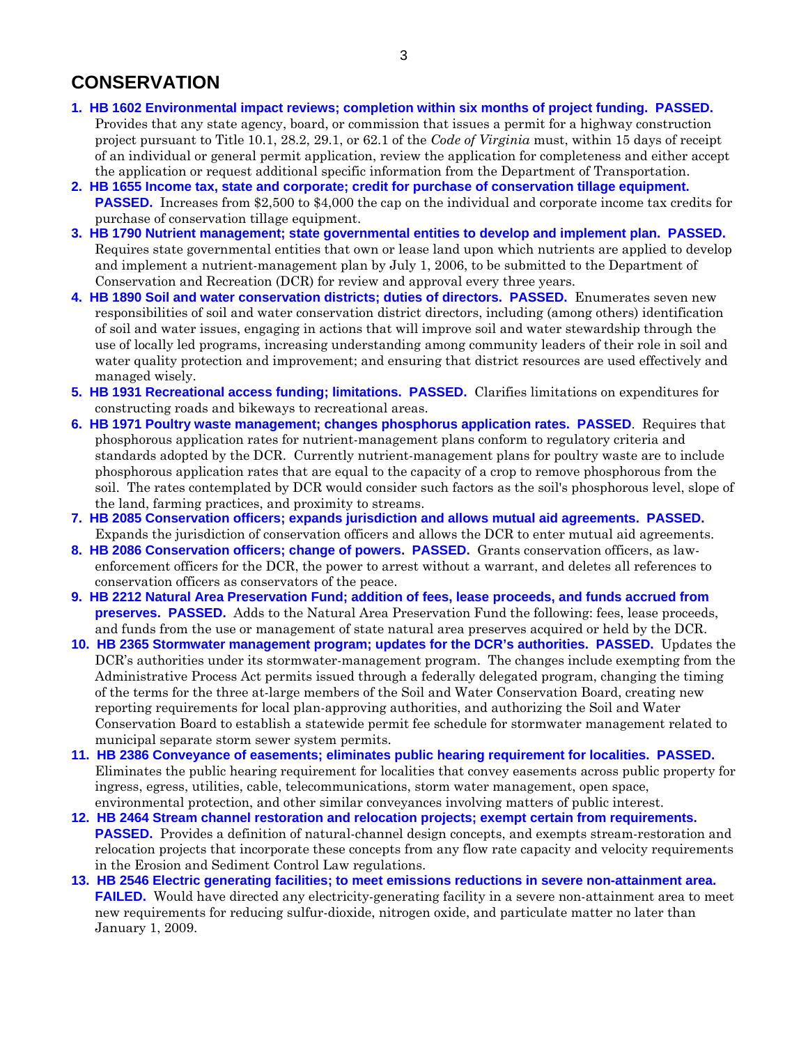## CONSERVATION

1. **HB 1602 Environmental impact reviews; completion within six months of project funding. PASSED.** Provides that any state agency, board, or commission that issues a permit for a highway construction project pursuant to Title 10.1, 28.2, 29.1, or 62.1 of the *Code of Virginia* must, within 15 days of receipt of an individual or general permit application, review the application for completeness and either accept the application or request additional specific information from the Department of Transportation.
2. **HB 1655 Income tax, state and corporate; credit for purchase of conservation tillage equipment. PASSED.** Increases from $2,500 to $4,000 the cap on the individual and corporate income tax credits for purchase of conservation tillage equipment.
3. **HB 1790 Nutrient management; state governmental entities to develop and implement plan. PASSED.** Requires state governmental entities that own or lease land upon which nutrients are applied to develop and implement a nutrient-management plan by July 1, 2006, to be submitted to the Department of Conservation and Recreation (DCR) for review and approval every three years.
4. **HB 1890 Soil and water conservation districts; duties of directors. PASSED.** Enumerates seven new responsibilities of soil and water conservation district directors, including (among others) identification of soil and water issues, engaging in actions that will improve soil and water stewardship through the use of locally led programs, increasing understanding among community leaders of their role in soil and water quality protection and improvement; and ensuring that district resources are used effectively and managed wisely.
5. **HB 1931 Recreational access funding; limitations. PASSED.** Clarifies limitations on expenditures for constructing roads and bikeways to recreational areas.
6. **HB 1971 Poultry waste management; changes phosphorus application rates. PASSED**. Requires that phosphorous application rates for nutrient-management plans conform to regulatory criteria and standards adopted by the DCR. Currently nutrient-management plans for poultry waste are to include phosphorous application rates that are equal to the capacity of a crop to remove phosphorous from the soil. The rates contemplated by DCR would consider such factors as the soil's phosphorous level, slope of the land, farming practices, and proximity to streams.
7. **HB 2085 Conservation officers; expands jurisdiction and allows mutual aid agreements. PASSED.** Expands the jurisdiction of conservation officers and allows the DCR to enter mutual aid agreements.
8. **HB 2086 Conservation officers; change of powers. PASSED.** Grants conservation officers, as law-enforcement officers for the DCR, the power to arrest without a warrant, and deletes all references to conservation officers as conservators of the peace.
9. **HB 2212 Natural Area Preservation Fund; addition of fees, lease proceeds, and funds accrued from preserves. PASSED.** Adds to the Natural Area Preservation Fund the following: fees, lease proceeds, and funds from the use or management of state natural area preserves acquired or held by the DCR.
10. **HB 2365 Stormwater management program; updates for the DCR's authorities. PASSED.** Updates the DCR's authorities under its stormwater-management program. The changes include exempting from the Administrative Process Act permits issued through a federally delegated program, changing the timing of the terms for the three at-large members of the Soil and Water Conservation Board, creating new reporting requirements for local plan-approving authorities, and authorizing the Soil and Water Conservation Board to establish a statewide permit fee schedule for stormwater management related to municipal separate storm sewer system permits.
11. **HB 2386 Conveyance of easements; eliminates public hearing requirement for localities. PASSED.** Eliminates the public hearing requirement for localities that convey easements across public property for ingress, egress, utilities, cable, telecommunications, storm water management, open space, environmental protection, and other similar conveyances involving matters of public interest.
12. **HB 2464 Stream channel restoration and relocation projects; exempt certain from requirements. PASSED.** Provides a definition of natural-channel design concepts, and exempts stream-restoration and relocation projects that incorporate these concepts from any flow rate capacity and velocity requirements in the Erosion and Sediment Control Law regulations.
13. **HB 2546 Electric generating facilities; to meet emissions reductions in severe non-attainment area. FAILED.** Would have directed any electricity-generating facility in a severe non-attainment area to meet new requirements for reducing sulfur-dioxide, nitrogen oxide, and particulate matter no later than January 1, 2009.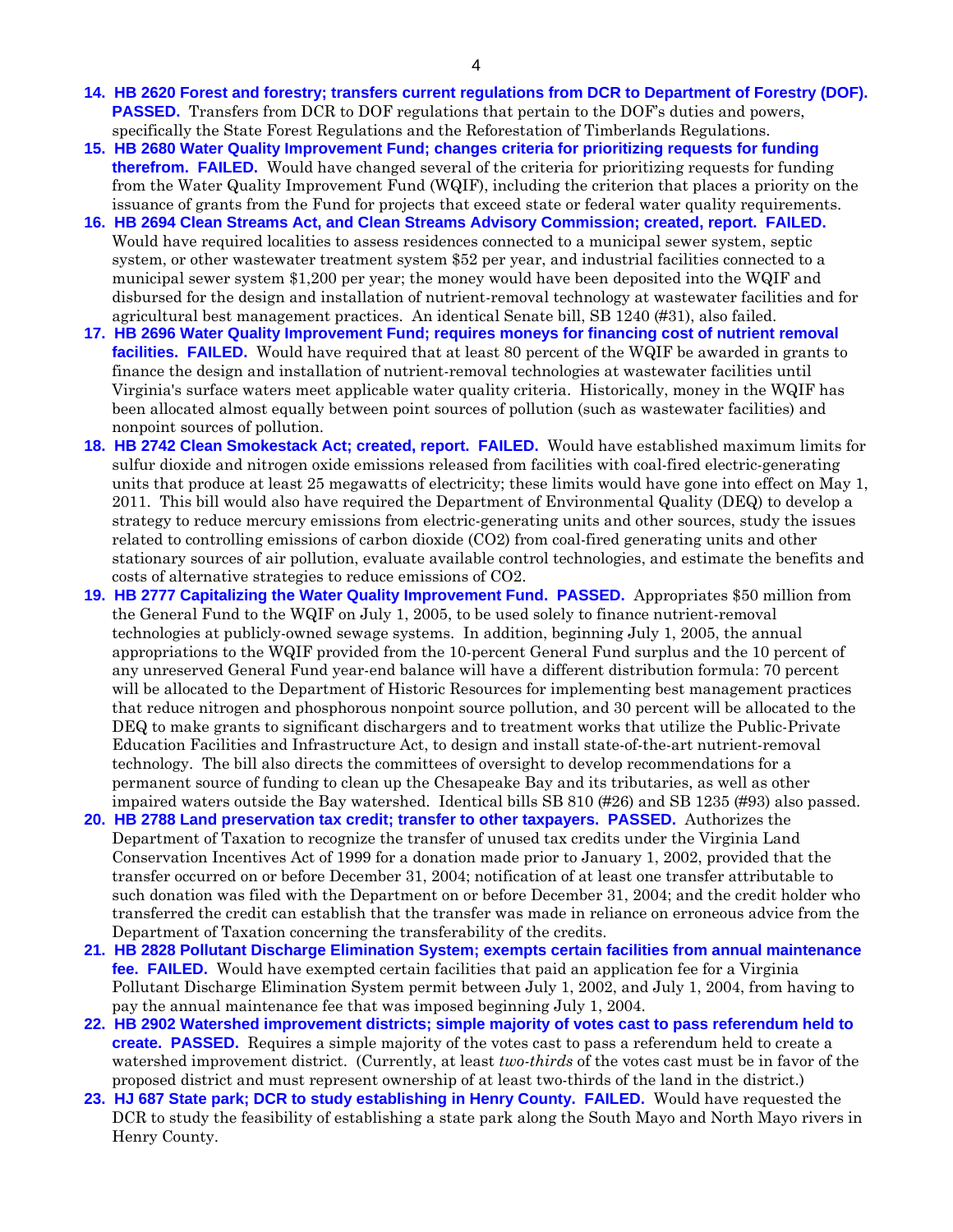14. **HB 2620 Forest and forestry; transfers current regulations from DCR to Department of Forestry (DOF). PASSED.** Transfers from DCR to DOF regulations that pertain to the DOF's duties and powers, specifically the State Forest Regulations and the Reforestation of Timberlands Regulations.
15. **HB 2680 Water Quality Improvement Fund; changes criteria for prioritizing requests for funding therefrom. FAILED.** Would have changed several of the criteria for prioritizing requests for funding from the Water Quality Improvement Fund (WQIF), including the criterion that places a priority on the issuance of grants from the Fund for projects that exceed state or federal water quality requirements.
16. **HB 2694 Clean Streams Act, and Clean Streams Advisory Commission; created, report. FAILED.** Would have required localities to assess residences connected to a municipal sewer system, septic system, or other wastewater treatment system $52 per year, and industrial facilities connected to a municipal sewer system $1,200 per year; the money would have been deposited into the WQIF and disbursed for the design and installation of nutrient-removal technology at wastewater facilities and for agricultural best management practices. An identical Senate bill, SB 1240 (#31), also failed.
17. **HB 2696 Water Quality Improvement Fund; requires moneys for financing cost of nutrient removal facilities. FAILED.** Would have required that at least 80 percent of the WQIF be awarded in grants to finance the design and installation of nutrient-removal technologies at wastewater facilities until Virginia's surface waters meet applicable water quality criteria. Historically, money in the WQIF has been allocated almost equally between point sources of pollution (such as wastewater facilities) and nonpoint sources of pollution.
18. **HB 2742 Clean Smokestack Act; created, report. FAILED.** Would have established maximum limits for sulfur dioxide and nitrogen oxide emissions released from facilities with coal-fired electric-generating units that produce at least 25 megawatts of electricity; these limits would have gone into effect on May 1, 2011. This bill would also have required the Department of Environmental Quality (DEQ) to develop a strategy to reduce mercury emissions from electric-generating units and other sources, study the issues related to controlling emissions of carbon dioxide ($CO_2$) from coal-fired generating units and other stationary sources of air pollution, evaluate available control technologies, and estimate the benefits and costs of alternative strategies to reduce emissions of $CO_2$.
19. **HB 2777 Capitalizing the Water Quality Improvement Fund. PASSED.** Appropriates $50 million from the General Fund to the WQIF on July 1, 2005, to be used solely to finance nutrient-removal technologies at publicly-owned sewage systems. In addition, beginning July 1, 2005, the annual appropriations to the WQIF provided from the 10-percent General Fund surplus and the 10 percent of any unreserved General Fund year-end balance will have a different distribution formula: 70 percent will be allocated to the Department of Historic Resources for implementing best management practices that reduce nitrogen and phosphorous nonpoint source pollution, and 30 percent will be allocated to the DEQ to make grants to significant dischargers and to treatment works that utilize the Public-Private Education Facilities and Infrastructure Act, to design and install state-of-the-art nutrient-removal technology. The bill also directs the committees of oversight to develop recommendations for a permanent source of funding to clean up the Chesapeake Bay and its tributaries, as well as other impaired waters outside the Bay watershed. Identical bills SB 810 (#26) and SB 1235 (#93) also passed.
20. **HB 2788 Land preservation tax credit; transfer to other taxpayers. PASSED.** Authorizes the Department of Taxation to recognize the transfer of unused tax credits under the Virginia Land Conservation Incentives Act of 1999 for a donation made prior to January 1, 2002, provided that the transfer occurred on or before December 31, 2004; notification of at least one transfer attributable to such donation was filed with the Department on or before December 31, 2004; and the credit holder who transferred the credit can establish that the transfer was made in reliance on erroneous advice from the Department of Taxation concerning the transferability of the credits.
21. **HB 2828 Pollutant Discharge Elimination System; exempts certain facilities from annual maintenance fee. FAILED.** Would have exempted certain facilities that paid an application fee for a Virginia Pollutant Discharge Elimination System permit between July 1, 2002, and July 1, 2004, from having to pay the annual maintenance fee that was imposed beginning July 1, 2004.
22. **HB 2902 Watershed improvement districts; simple majority of votes cast to pass referendum held to create. PASSED.** Requires a simple majority of the votes cast to pass a referendum held to create a watershed improvement district. (Currently, at least *two-thirds* of the votes cast must be in favor of the proposed district and must represent ownership of at least two-thirds of the land in the district.)
23. **HJ 687 State park; DCR to study establishing in Henry County. FAILED.** Would have requested the DCR to study the feasibility of establishing a state park along the South Mayo and North Mayo rivers in Henry County.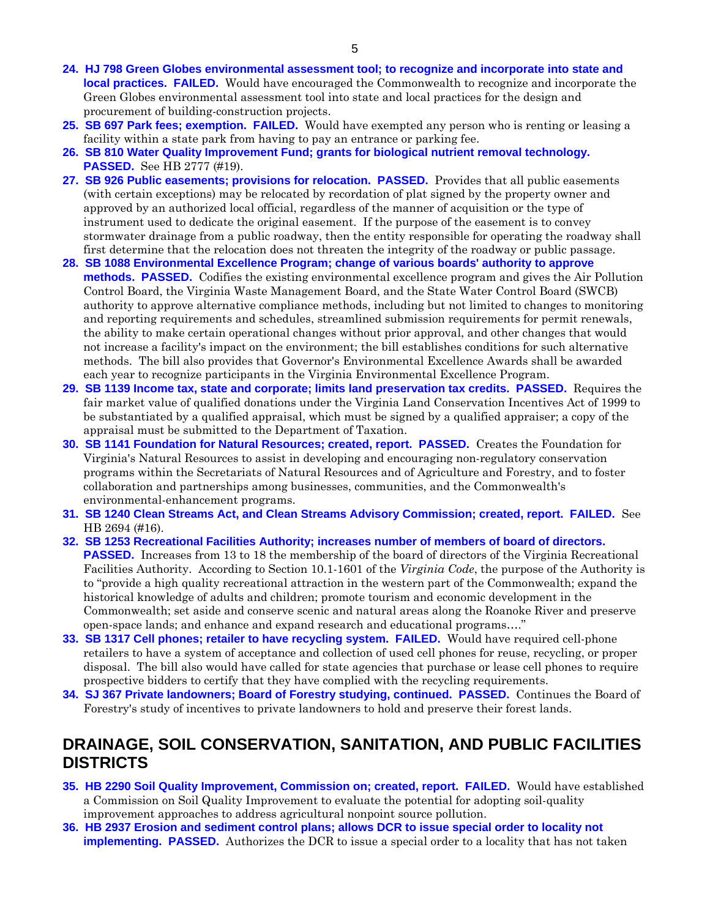24. **HJ 798 Green Globes environmental assessment tool; to recognize and incorporate into state and local practices. FAILED.** Would have encouraged the Commonwealth to recognize and incorporate the Green Globes environmental assessment tool into state and local practices for the design and procurement of building-construction projects.
25. **SB 697 Park fees; exemption. FAILED.** Would have exempted any person who is renting or leasing a facility within a state park from having to pay an entrance or parking fee.
26. **SB 810 Water Quality Improvement Fund; grants for biological nutrient removal technology. PASSED.** See HB 2777 (#19).
27. **SB 926 Public easements; provisions for relocation. PASSED.** Provides that all public easements (with certain exceptions) may be relocated by recordation of plat signed by the property owner and approved by an authorized local official, regardless of the manner of acquisition or the type of instrument used to dedicate the original easement. If the purpose of the easement is to convey stormwater drainage from a public roadway, then the entity responsible for operating the roadway shall first determine that the relocation does not threaten the integrity of the roadway or public passage.
28. **SB 1088 Environmental Excellence Program; change of various boards' authority to approve methods. PASSED.** Codifies the existing environmental excellence program and gives the Air Pollution Control Board, the Virginia Waste Management Board, and the State Water Control Board (SWCB) authority to approve alternative compliance methods, including but not limited to changes to monitoring and reporting requirements and schedules, streamlined submission requirements for permit renewals, the ability to make certain operational changes without prior approval, and other changes that would not increase a facility's impact on the environment; the bill establishes conditions for such alternative methods. The bill also provides that Governor's Environmental Excellence Awards shall be awarded each year to recognize participants in the Virginia Environmental Excellence Program.
29. **SB 1139 Income tax, state and corporate; limits land preservation tax credits. PASSED.** Requires the fair market value of qualified donations under the Virginia Land Conservation Incentives Act of 1999 to be substantiated by a qualified appraisal, which must be signed by a qualified appraiser; a copy of the appraisal must be submitted to the Department of Taxation.
30. **SB 1141 Foundation for Natural Resources; created, report. PASSED.** Creates the Foundation for Virginia's Natural Resources to assist in developing and encouraging non-regulatory conservation programs within the Secretariats of Natural Resources and of Agriculture and Forestry, and to foster collaboration and partnerships among businesses, communities, and the Commonwealth's environmental-enhancement programs.
31. **SB 1240 Clean Streams Act, and Clean Streams Advisory Commission; created, report. FAILED.** See HB 2694 (#16).
32. **SB 1253 Recreational Facilities Authority; increases number of members of board of directors. PASSED.** Increases from 13 to 18 the membership of the board of directors of the Virginia Recreational Facilities Authority. According to Section 10.1-1601 of the *Virginia Code*, the purpose of the Authority is to "provide a high quality recreational attraction in the western part of the Commonwealth; expand the historical knowledge of adults and children; promote tourism and economic development in the Commonwealth; set aside and conserve scenic and natural areas along the Roanoke River and preserve open-space lands; and enhance and expand research and educational programs…."
33. **SB 1317 Cell phones; retailer to have recycling system. FAILED.** Would have required cell-phone retailers to have a system of acceptance and collection of used cell phones for reuse, recycling, or proper disposal. The bill also would have called for state agencies that purchase or lease cell phones to require prospective bidders to certify that they have complied with the recycling requirements.
34. **SJ 367 Private landowners; Board of Forestry studying, continued. PASSED.** Continues the Board of Forestry's study of incentives to private landowners to hold and preserve their forest lands.

## DRAINAGE, SOIL CONSERVATION, SANITATION, AND PUBLIC FACILITIES DISTRICTS

35. **HB 2290 Soil Quality Improvement, Commission on; created, report. FAILED.** Would have established a Commission on Soil Quality Improvement to evaluate the potential for adopting soil-quality improvement approaches to address agricultural nonpoint source pollution.
36. **HB 2937 Erosion and sediment control plans; allows DCR to issue special order to locality not implementing. PASSED.** Authorizes the DCR to issue a special order to a locality that has not taken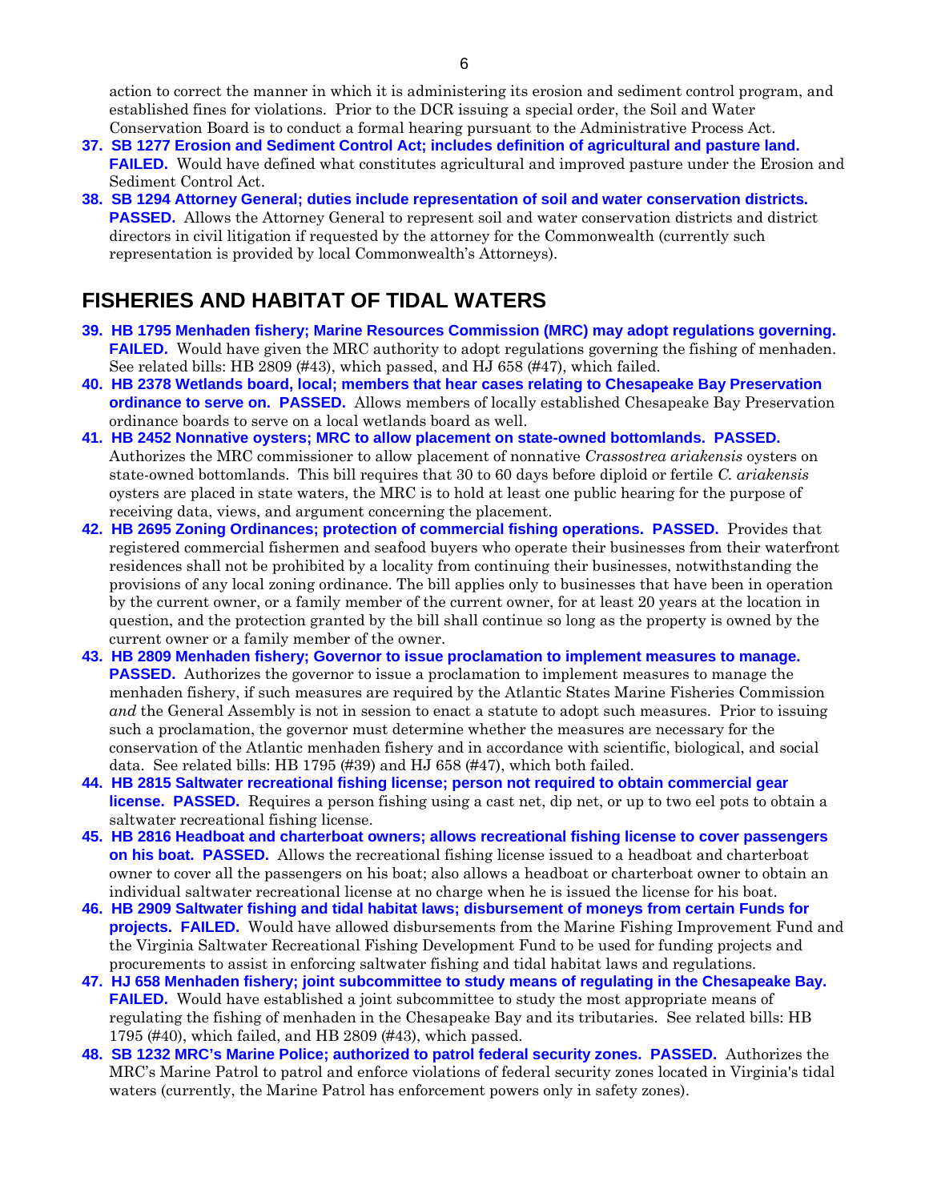action to correct the manner in which it is administering its erosion and sediment control program, and established fines for violations. Prior to the DCR issuing a special order, the Soil and Water Conservation Board is to conduct a formal hearing pursuant to the Administrative Process Act.

37. **SB 1277 Erosion and Sediment Control Act; includes definition of agricultural and pasture land. FAILED.** Would have defined what constitutes agricultural and improved pasture under the Erosion and Sediment Control Act.

38. **SB 1294 Attorney General; duties include representation of soil and water conservation districts. PASSED.** Allows the Attorney General to represent soil and water conservation districts and district directors in civil litigation if requested by the attorney for the Commonwealth (currently such representation is provided by local Commonwealth's Attorneys).

## FISHERIES AND HABITAT OF TIDAL WATERS

39. **HB 1795 Menhaden fishery; Marine Resources Commission (MRC) may adopt regulations governing. FAILED.** Would have given the MRC authority to adopt regulations governing the fishing of menhaden. See related bills: HB 2809 (#43), which passed, and HJ 658 (#47), which failed.

40. **HB 2378 Wetlands board, local; members that hear cases relating to Chesapeake Bay Preservation ordinance to serve on. PASSED.** Allows members of locally established Chesapeake Bay Preservation ordinance boards to serve on a local wetlands board as well.

41. **HB 2452 Nonnative oysters; MRC to allow placement on state-owned bottomlands. PASSED.** Authorizes the MRC commissioner to allow placement of nonnative *Crassostrea ariakensis* oysters on state-owned bottomlands. This bill requires that 30 to 60 days before diploid or fertile *C. ariakensis* oysters are placed in state waters, the MRC is to hold at least one public hearing for the purpose of receiving data, views, and argument concerning the placement.

42. **HB 2695 Zoning Ordinances; protection of commercial fishing operations. PASSED.** Provides that registered commercial fishermen and seafood buyers who operate their businesses from their waterfront residences shall not be prohibited by a locality from continuing their businesses, notwithstanding the provisions of any local zoning ordinance. The bill applies only to businesses that have been in operation by the current owner, or a family member of the current owner, for at least 20 years at the location in question, and the protection granted by the bill shall continue so long as the property is owned by the current owner or a family member of the owner.

43. **HB 2809 Menhaden fishery; Governor to issue proclamation to implement measures to manage. PASSED.** Authorizes the governor to issue a proclamation to implement measures to manage the menhaden fishery, if such measures are required by the Atlantic States Marine Fisheries Commission *and* the General Assembly is not in session to enact a statute to adopt such measures. Prior to issuing such a proclamation, the governor must determine whether the measures are necessary for the conservation of the Atlantic menhaden fishery and in accordance with scientific, biological, and social data. See related bills: HB 1795 (#39) and HJ 658 (#47), which both failed.

44. **HB 2815 Saltwater recreational fishing license; person not required to obtain commercial gear license. PASSED.** Requires a person fishing using a cast net, dip net, or up to two eel pots to obtain a saltwater recreational fishing license.

45. **HB 2816 Headboat and charterboat owners; allows recreational fishing license to cover passengers on his boat. PASSED.** Allows the recreational fishing license issued to a headboat and charterboat owner to cover all the passengers on his boat; also allows a headboat or charterboat owner to obtain an individual saltwater recreational license at no charge when he is issued the license for his boat.

46. **HB 2909 Saltwater fishing and tidal habitat laws; disbursement of moneys from certain Funds for projects. FAILED.** Would have allowed disbursements from the Marine Fishing Improvement Fund and the Virginia Saltwater Recreational Fishing Development Fund to be used for funding projects and procurements to assist in enforcing saltwater fishing and tidal habitat laws and regulations.

47. **HJ 658 Menhaden fishery; joint subcommittee to study means of regulating in the Chesapeake Bay. FAILED.** Would have established a joint subcommittee to study the most appropriate means of regulating the fishing of menhaden in the Chesapeake Bay and its tributaries. See related bills: HB 1795 (#40), which failed, and HB 2809 (#43), which passed.

48. **SB 1232 MRC's Marine Police; authorized to patrol federal security zones. PASSED.** Authorizes the MRC's Marine Patrol to patrol and enforce violations of federal security zones located in Virginia's tidal waters (currently, the Marine Patrol has enforcement powers only in safety zones).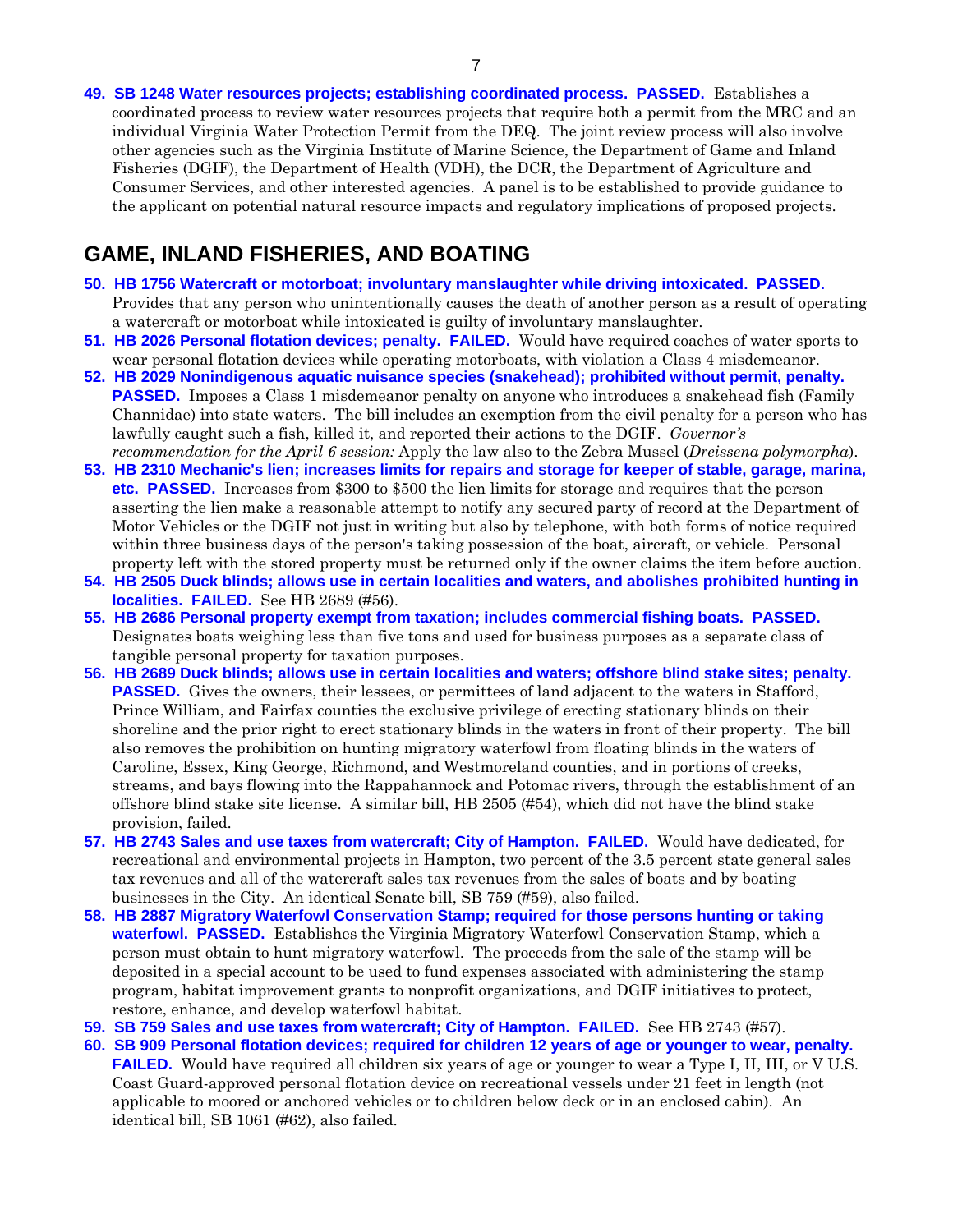49. **SB 1248 Water resources projects; establishing coordinated process. PASSED.** Establishes a coordinated process to review water resources projects that require both a permit from the MRC and an individual Virginia Water Protection Permit from the DEQ. The joint review process will also involve other agencies such as the Virginia Institute of Marine Science, the Department of Game and Inland Fisheries (DGIF), the Department of Health (VDH), the DCR, the Department of Agriculture and Consumer Services, and other interested agencies. A panel is to be established to provide guidance to the applicant on potential natural resource impacts and regulatory implications of proposed projects.

## GAME, INLAND FISHERIES, AND BOATING

50. **HB 1756 Watercraft or motorboat; involuntary manslaughter while driving intoxicated. PASSED.** Provides that any person who unintentionally causes the death of another person as a result of operating a watercraft or motorboat while intoxicated is guilty of involuntary manslaughter.
51. **HB 2026 Personal flotation devices; penalty. FAILED.** Would have required coaches of water sports to wear personal flotation devices while operating motorboats, with violation a Class 4 misdemeanor.
52. **HB 2029 Nonindigenous aquatic nuisance species (snakehead); prohibited without permit, penalty. PASSED.** Imposes a Class 1 misdemeanor penalty on anyone who introduces a snakehead fish (Family Channidae) into state waters. The bill includes an exemption from the civil penalty for a person who has lawfully caught such a fish, killed it, and reported their actions to the DGIF. *Governor's recommendation for the April 6 session:* Apply the law also to the Zebra Mussel (*Dreissena polymorpha*).
53. **HB 2310 Mechanic's lien; increases limits for repairs and storage for keeper of stable, garage, marina, etc. PASSED.** Increases from $300 to $500 the lien limits for storage and requires that the person asserting the lien make a reasonable attempt to notify any secured party of record at the Department of Motor Vehicles or the DGIF not just in writing but also by telephone, with both forms of notice required within three business days of the person's taking possession of the boat, aircraft, or vehicle. Personal property left with the stored property must be returned only if the owner claims the item before auction.
54. **HB 2505 Duck blinds; allows use in certain localities and waters, and abolishes prohibited hunting in localities. FAILED.** See HB 2689 (#56).
55. **HB 2686 Personal property exempt from taxation; includes commercial fishing boats. PASSED.** Designates boats weighing less than five tons and used for business purposes as a separate class of tangible personal property for taxation purposes.
56. **HB 2689 Duck blinds; allows use in certain localities and waters; offshore blind stake sites; penalty. PASSED.** Gives the owners, their lessees, or permittees of land adjacent to the waters in Stafford, Prince William, and Fairfax counties the exclusive privilege of erecting stationary blinds on their shoreline and the prior right to erect stationary blinds in the waters in front of their property. The bill also removes the prohibition on hunting migratory waterfowl from floating blinds in the waters of Caroline, Essex, King George, Richmond, and Westmoreland counties, and in portions of creeks, streams, and bays flowing into the Rappahannock and Potomac rivers, through the establishment of an offshore blind stake site license. A similar bill, HB 2505 (#54), which did not have the blind stake provision, failed.
57. **HB 2743 Sales and use taxes from watercraft; City of Hampton. FAILED.** Would have dedicated, for recreational and environmental projects in Hampton, two percent of the 3.5 percent state general sales tax revenues and all of the watercraft sales tax revenues from the sales of boats and by boating businesses in the City. An identical Senate bill, SB 759 (#59), also failed.
58. **HB 2887 Migratory Waterfowl Conservation Stamp; required for those persons hunting or taking waterfowl. PASSED.** Establishes the Virginia Migratory Waterfowl Conservation Stamp, which a person must obtain to hunt migratory waterfowl. The proceeds from the sale of the stamp will be deposited in a special account to be used to fund expenses associated with administering the stamp program, habitat improvement grants to nonprofit organizations, and DGIF initiatives to protect, restore, enhance, and develop waterfowl habitat.
59. **SB 759 Sales and use taxes from watercraft; City of Hampton. FAILED.** See HB 2743 (#57).
60. **SB 909 Personal flotation devices; required for children 12 years of age or younger to wear, penalty. FAILED.** Would have required all children six years of age or younger to wear a Type I, II, III, or V U.S. Coast Guard-approved personal flotation device on recreational vessels under 21 feet in length (not applicable to moored or anchored vehicles or to children below deck or in an enclosed cabin). An identical bill, SB 1061 (#62), also failed.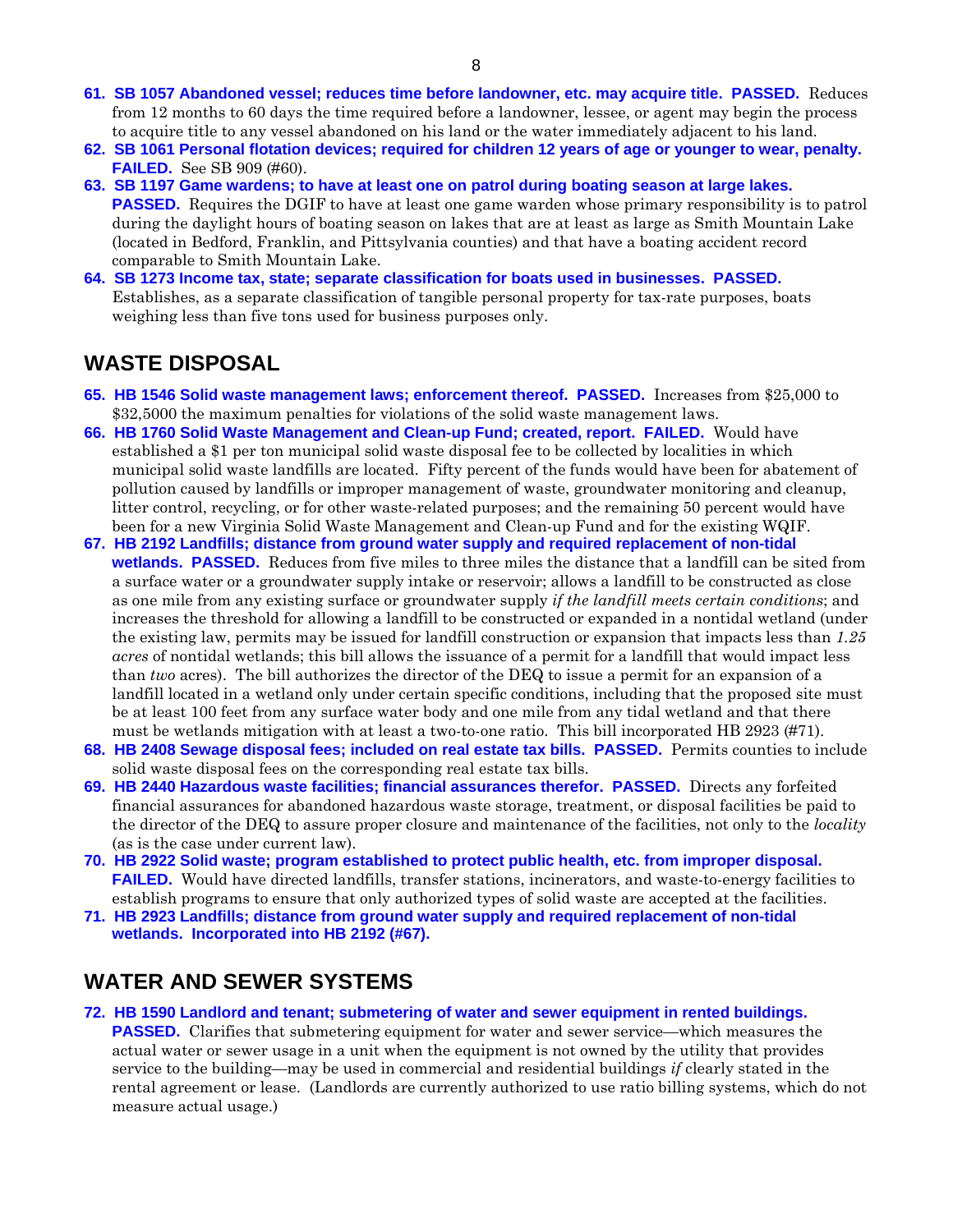61. **SB 1057 Abandoned vessel; reduces time before landowner, etc. may acquire title. PASSED.** Reduces from 12 months to 60 days the time required before a landowner, lessee, or agent may begin the process to acquire title to any vessel abandoned on his land or the water immediately adjacent to his land.
62. **SB 1061 Personal flotation devices; required for children 12 years of age or younger to wear, penalty. FAILED.** See SB 909 (#60).
63. **SB 1197 Game wardens; to have at least one on patrol during boating season at large lakes. PASSED.** Requires the DGIF to have at least one game warden whose primary responsibility is to patrol during the daylight hours of boating season on lakes that are at least as large as Smith Mountain Lake (located in Bedford, Franklin, and Pittsylvania counties) and that have a boating accident record comparable to Smith Mountain Lake.
64. **SB 1273 Income tax, state; separate classification for boats used in businesses. PASSED.** Establishes, as a separate classification of tangible personal property for tax-rate purposes, boats weighing less than five tons used for business purposes only.

## WASTE DISPOSAL

65. **HB 1546 Solid waste management laws; enforcement thereof. PASSED.** Increases from $25,000 to $32,5000 the maximum penalties for violations of the solid waste management laws.
66. **HB 1760 Solid Waste Management and Clean-up Fund; created, report. FAILED.** Would have established a $1 per ton municipal solid waste disposal fee to be collected by localities in which municipal solid waste landfills are located. Fifty percent of the funds would have been for abatement of pollution caused by landfills or improper management of waste, groundwater monitoring and cleanup, litter control, recycling, or for other waste-related purposes; and the remaining 50 percent would have been for a new Virginia Solid Waste Management and Clean-up Fund and for the existing WQIF.
67. **HB 2192 Landfills; distance from ground water supply and required replacement of non-tidal wetlands. PASSED.** Reduces from five miles to three miles the distance that a landfill can be sited from a surface water or a groundwater supply intake or reservoir; allows a landfill to be constructed as close as one mile from any existing surface or groundwater supply *if the landfill meets certain conditions*; and increases the threshold for allowing a landfill to be constructed or expanded in a nontidal wetland (under the existing law, permits may be issued for landfill construction or expansion that impacts less than *1.25 acres* of nontidal wetlands; this bill allows the issuance of a permit for a landfill that would impact less than *two* acres). The bill authorizes the director of the DEQ to issue a permit for an expansion of a landfill located in a wetland only under certain specific conditions, including that the proposed site must be at least 100 feet from any surface water body and one mile from any tidal wetland and that there must be wetlands mitigation with at least a two-to-one ratio. This bill incorporated HB 2923 (#71).
68. **HB 2408 Sewage disposal fees; included on real estate tax bills. PASSED.** Permits counties to include solid waste disposal fees on the corresponding real estate tax bills.
69. **HB 2440 Hazardous waste facilities; financial assurances therefor. PASSED.** Directs any forfeited financial assurances for abandoned hazardous waste storage, treatment, or disposal facilities be paid to the director of the DEQ to assure proper closure and maintenance of the facilities, not only to the *locality* (as is the case under current law).
70. **HB 2922 Solid waste; program established to protect public health, etc. from improper disposal. FAILED.** Would have directed landfills, transfer stations, incinerators, and waste-to-energy facilities to establish programs to ensure that only authorized types of solid waste are accepted at the facilities.
71. **HB 2923 Landfills; distance from ground water supply and required replacement of non-tidal wetlands. Incorporated into HB 2192 (#67).**

## WATER AND SEWER SYSTEMS

72. **HB 1590 Landlord and tenant; submetering of water and sewer equipment in rented buildings. PASSED.** Clarifies that submetering equipment for water and sewer service—which measures the actual water or sewer usage in a unit when the equipment is not owned by the utility that provides service to the building—may be used in commercial and residential buildings *if* clearly stated in the rental agreement or lease. (Landlords are currently authorized to use ratio billing systems, which do not measure actual usage.)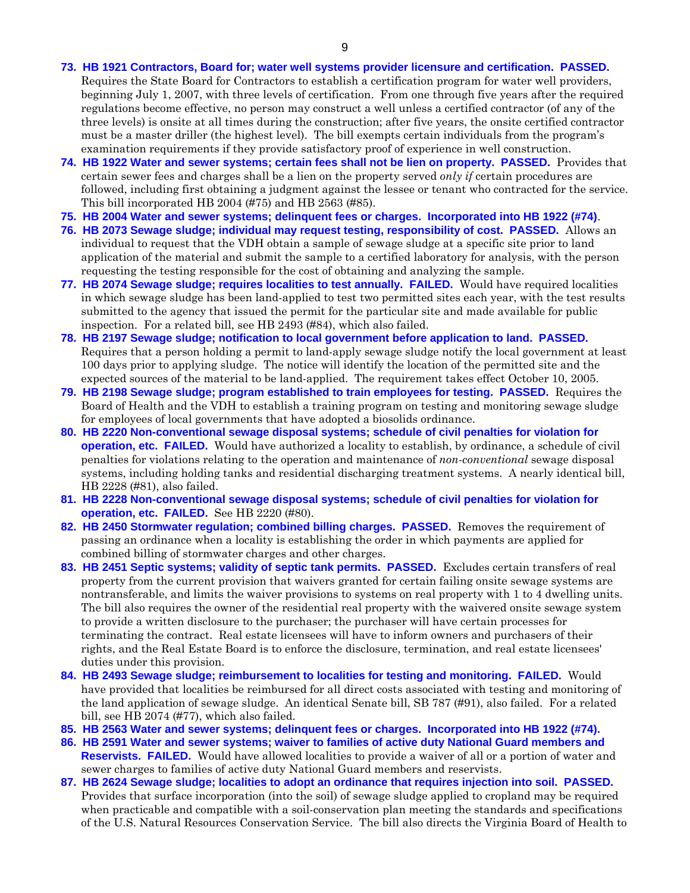**73. HB 1921 Contractors, Board for; water well systems provider licensure and certification. PASSED.** Requires the State Board for Contractors to establish a certification program for water well providers, beginning July 1, 2007, with three levels of certification. From one through five years after the required regulations become effective, no person may construct a well unless a certified contractor (of any of the three levels) is onsite at all times during the construction; after five years, the onsite certified contractor must be a master driller (the highest level). The bill exempts certain individuals from the program's examination requirements if they provide satisfactory proof of experience in well construction.

**74. HB 1922 Water and sewer systems; certain fees shall not be lien on property. PASSED.** Provides that certain sewer fees and charges shall be a lien on the property served *only if* certain procedures are followed, including first obtaining a judgment against the lessee or tenant who contracted for the service. This bill incorporated HB 2004 (#75) and HB 2563 (#85).

**75. HB 2004 Water and sewer systems; delinquent fees or charges. Incorporated into HB 1922 (#74).**

**76. HB 2073 Sewage sludge; individual may request testing, responsibility of cost. PASSED.** Allows an individual to request that the VDH obtain a sample of sewage sludge at a specific site prior to land application of the material and submit the sample to a certified laboratory for analysis, with the person requesting the testing responsible for the cost of obtaining and analyzing the sample.

**77. HB 2074 Sewage sludge; requires localities to test annually. FAILED.** Would have required localities in which sewage sludge has been land-applied to test two permitted sites each year, with the test results submitted to the agency that issued the permit for the particular site and made available for public inspection. For a related bill, see HB 2493 (#84), which also failed.

**78. HB 2197 Sewage sludge; notification to local government before application to land. PASSED.** Requires that a person holding a permit to land-apply sewage sludge notify the local government at least 100 days prior to applying sludge. The notice will identify the location of the permitted site and the expected sources of the material to be land-applied. The requirement takes effect October 10, 2005.

**79. HB 2198 Sewage sludge; program established to train employees for testing. PASSED.** Requires the Board of Health and the VDH to establish a training program on testing and monitoring sewage sludge for employees of local governments that have adopted a biosolids ordinance.

**80. HB 2220 Non-conventional sewage disposal systems; schedule of civil penalties for violation for operation, etc. FAILED.** Would have authorized a locality to establish, by ordinance, a schedule of civil penalties for violations relating to the operation and maintenance of *non-conventional* sewage disposal systems, including holding tanks and residential discharging treatment systems. A nearly identical bill, HB 2228 (#81), also failed.

**81. HB 2228 Non-conventional sewage disposal systems; schedule of civil penalties for violation for operation, etc. FAILED.** See HB 2220 (#80).

**82. HB 2450 Stormwater regulation; combined billing charges. PASSED.** Removes the requirement of passing an ordinance when a locality is establishing the order in which payments are applied for combined billing of stormwater charges and other charges.

**83. HB 2451 Septic systems; validity of septic tank permits. PASSED.** Excludes certain transfers of real property from the current provision that waivers granted for certain failing onsite sewage systems are nontransferable, and limits the waiver provisions to systems on real property with 1 to 4 dwelling units. The bill also requires the owner of the residential real property with the waivered onsite sewage system to provide a written disclosure to the purchaser; the purchaser will have certain processes for terminating the contract. Real estate licensees will have to inform owners and purchasers of their rights, and the Real Estate Board is to enforce the disclosure, termination, and real estate licensees' duties under this provision.

**84. HB 2493 Sewage sludge; reimbursement to localities for testing and monitoring. FAILED.** Would have provided that localities be reimbursed for all direct costs associated with testing and monitoring of the land application of sewage sludge. An identical Senate bill, SB 787 (#91), also failed. For a related bill, see HB 2074 (#77), which also failed.

**85. HB 2563 Water and sewer systems; delinquent fees or charges. Incorporated into HB 1922 (#74).**

**86. HB 2591 Water and sewer systems; waiver to families of active duty National Guard members and Reservists. FAILED.** Would have allowed localities to provide a waiver of all or a portion of water and sewer charges to families of active duty National Guard members and reservists.

**87. HB 2624 Sewage sludge; localities to adopt an ordinance that requires injection into soil. PASSED.** Provides that surface incorporation (into the soil) of sewage sludge applied to cropland may be required when practicable and compatible with a soil-conservation plan meeting the standards and specifications of the U.S. Natural Resources Conservation Service. The bill also directs the Virginia Board of Health to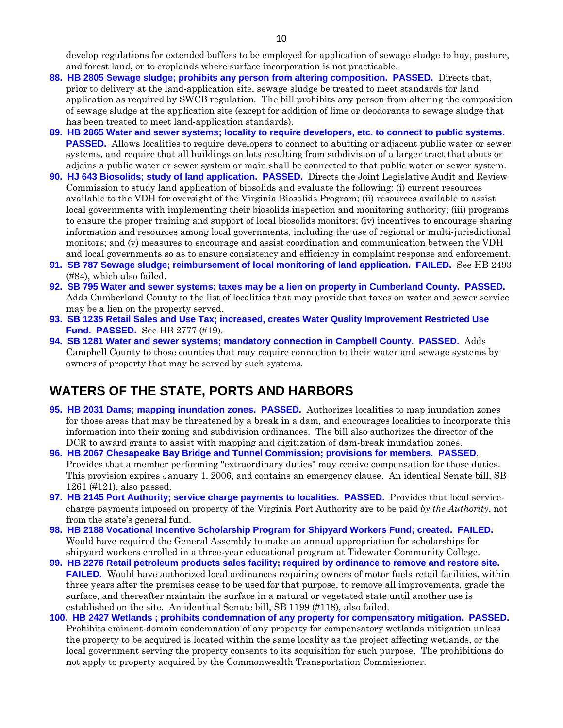develop regulations for extended buffers to be employed for application of sewage sludge to hay, pasture, and forest land, or to croplands where surface incorporation is not practicable.

88. **HB 2805 Sewage sludge; prohibits any person from altering composition. PASSED.** Directs that, prior to delivery at the land-application site, sewage sludge be treated to meet standards for land application as required by SWCB regulation. The bill prohibits any person from altering the composition of sewage sludge at the application site (except for addition of lime or deodorants to sewage sludge that has been treated to meet land-application standards).
89. **HB 2865 Water and sewer systems; locality to require developers, etc. to connect to public systems. PASSED.** Allows localities to require developers to connect to abutting or adjacent public water or sewer systems, and require that all buildings on lots resulting from subdivision of a larger tract that abuts or adjoins a public water or sewer system or main shall be connected to that public water or sewer system.
90. **HJ 643 Biosolids; study of land application. PASSED.** Directs the Joint Legislative Audit and Review Commission to study land application of biosolids and evaluate the following: (i) current resources available to the VDH for oversight of the Virginia Biosolids Program; (ii) resources available to assist local governments with implementing their biosolids inspection and monitoring authority; (iii) programs to ensure the proper training and support of local biosolids monitors; (iv) incentives to encourage sharing information and resources among local governments, including the use of regional or multi-jurisdictional monitors; and (v) measures to encourage and assist coordination and communication between the VDH and local governments so as to ensure consistency and efficiency in complaint response and enforcement.
91. **SB 787 Sewage sludge; reimbursement of local monitoring of land application. FAILED.** See HB 2493 (#84), which also failed.
92. **SB 795 Water and sewer systems; taxes may be a lien on property in Cumberland County. PASSED.** Adds Cumberland County to the list of localities that may provide that taxes on water and sewer service may be a lien on the property served.
93. **SB 1235 Retail Sales and Use Tax; increased, creates Water Quality Improvement Restricted Use Fund. PASSED.** See HB 2777 (#19).
94. **SB 1281 Water and sewer systems; mandatory connection in Campbell County. PASSED.** Adds Campbell County to those counties that may require connection to their water and sewage systems by owners of property that may be served by such systems.

## WATERS OF THE STATE, PORTS AND HARBORS

95. **HB 2031 Dams; mapping inundation zones. PASSED.** Authorizes localities to map inundation zones for those areas that may be threatened by a break in a dam, and encourages localities to incorporate this information into their zoning and subdivision ordinances. The bill also authorizes the director of the DCR to award grants to assist with mapping and digitization of dam-break inundation zones.
96. **HB 2067 Chesapeake Bay Bridge and Tunnel Commission; provisions for members. PASSED.** Provides that a member performing "extraordinary duties" may receive compensation for those duties. This provision expires January 1, 2006, and contains an emergency clause. An identical Senate bill, SB 1261 (#121), also passed.
97. **HB 2145 Port Authority; service charge payments to localities. PASSED.** Provides that local service-charge payments imposed on property of the Virginia Port Authority are to be paid *by the Authority*, not from the state's general fund.
98. **HB 2188 Vocational Incentive Scholarship Program for Shipyard Workers Fund; created. FAILED.** Would have required the General Assembly to make an annual appropriation for scholarships for shipyard workers enrolled in a three-year educational program at Tidewater Community College.
99. **HB 2276 Retail petroleum products sales facility; required by ordinance to remove and restore site. FAILED.** Would have authorized local ordinances requiring owners of motor fuels retail facilities, within three years after the premises cease to be used for that purpose, to remove all improvements, grade the surface, and thereafter maintain the surface in a natural or vegetated state until another use is established on the site. An identical Senate bill, SB 1199 (#118), also failed.
100. **HB 2427 Wetlands ; prohibits condemnation of any property for compensatory mitigation. PASSED.** Prohibits eminent-domain condemnation of any property for compensatory wetlands mitigation unless the property to be acquired is located within the same locality as the project affecting wetlands, or the local government serving the property consents to its acquisition for such purpose. The prohibitions do not apply to property acquired by the Commonwealth Transportation Commissioner.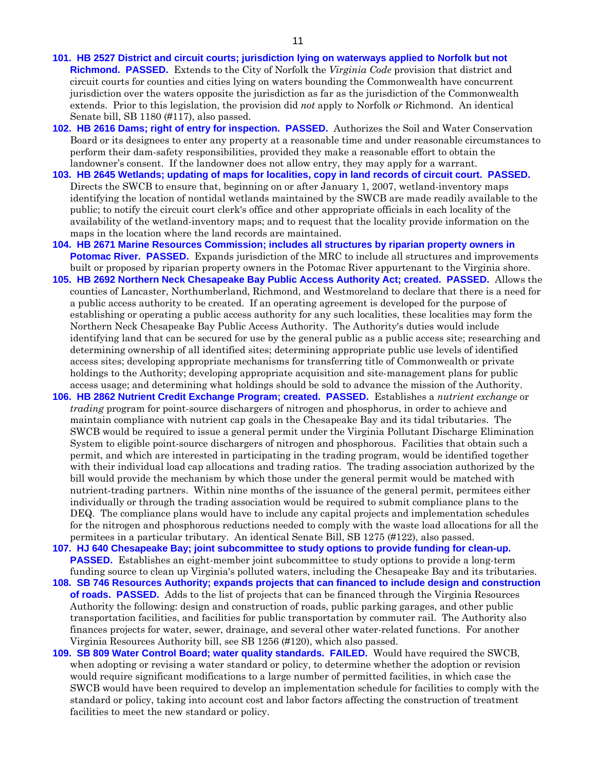**101. HB 2527 District and circuit courts; jurisdiction lying on waterways applied to Norfolk but not Richmond. PASSED.** Extends to the City of Norfolk the *Virginia Code* provision that district and circuit courts for counties and cities lying on waters bounding the Commonwealth have concurrent jurisdiction over the waters opposite the jurisdiction as far as the jurisdiction of the Commonwealth extends. Prior to this legislation, the provision did *not* apply to Norfolk *or* Richmond. An identical Senate bill, SB 1180 (#117), also passed.

**102. HB 2616 Dams; right of entry for inspection. PASSED.** Authorizes the Soil and Water Conservation Board or its designees to enter any property at a reasonable time and under reasonable circumstances to perform their dam-safety responsibilities, provided they make a reasonable effort to obtain the landowner's consent. If the landowner does not allow entry, they may apply for a warrant.

**103. HB 2645 Wetlands; updating of maps for localities, copy in land records of circuit court. PASSED.** Directs the SWCB to ensure that, beginning on or after January 1, 2007, wetland-inventory maps identifying the location of nontidal wetlands maintained by the SWCB are made readily available to the public; to notify the circuit court clerk's office and other appropriate officials in each locality of the availability of the wetland-inventory maps; and to request that the locality provide information on the maps in the location where the land records are maintained.

**104. HB 2671 Marine Resources Commission; includes all structures by riparian property owners in Potomac River. PASSED.** Expands jurisdiction of the MRC to include all structures and improvements built or proposed by riparian property owners in the Potomac River appurtenant to the Virginia shore.

**105. HB 2692 Northern Neck Chesapeake Bay Public Access Authority Act; created. PASSED.** Allows the counties of Lancaster, Northumberland, Richmond, and Westmoreland to declare that there is a need for a public access authority to be created. If an operating agreement is developed for the purpose of establishing or operating a public access authority for any such localities, these localities may form the Northern Neck Chesapeake Bay Public Access Authority. The Authority's duties would include identifying land that can be secured for use by the general public as a public access site; researching and determining ownership of all identified sites; determining appropriate public use levels of identified access sites; developing appropriate mechanisms for transferring title of Commonwealth or private holdings to the Authority; developing appropriate acquisition and site-management plans for public access usage; and determining what holdings should be sold to advance the mission of the Authority.

**106. HB 2862 Nutrient Credit Exchange Program; created. PASSED.** Establishes a *nutrient exchange* or *trading* program for point-source dischargers of nitrogen and phosphorus, in order to achieve and maintain compliance with nutrient cap goals in the Chesapeake Bay and its tidal tributaries. The SWCB would be required to issue a general permit under the Virginia Pollutant Discharge Elimination System to eligible point-source dischargers of nitrogen and phosphorous. Facilities that obtain such a permit, and which are interested in participating in the trading program, would be identified together with their individual load cap allocations and trading ratios. The trading association authorized by the bill would provide the mechanism by which those under the general permit would be matched with nutrient-trading partners. Within nine months of the issuance of the general permit, permitees either individually or through the trading association would be required to submit compliance plans to the DEQ. The compliance plans would have to include any capital projects and implementation schedules for the nitrogen and phosphorous reductions needed to comply with the waste load allocations for all the permitees in a particular tributary. An identical Senate Bill, SB 1275 (#122), also passed.

**107. HJ 640 Chesapeake Bay; joint subcommittee to study options to provide funding for clean-up. PASSED.** Establishes an eight-member joint subcommittee to study options to provide a long-term funding source to clean up Virginia's polluted waters, including the Chesapeake Bay and its tributaries.

**108. SB 746 Resources Authority; expands projects that can financed to include design and construction of roads. PASSED.** Adds to the list of projects that can be financed through the Virginia Resources Authority the following: design and construction of roads, public parking garages, and other public transportation facilities, and facilities for public transportation by commuter rail. The Authority also finances projects for water, sewer, drainage, and several other water-related functions. For another Virginia Resources Authority bill, see SB 1256 (#120), which also passed.

**109. SB 809 Water Control Board; water quality standards. FAILED.** Would have required the SWCB, when adopting or revising a water standard or policy, to determine whether the adoption or revision would require significant modifications to a large number of permitted facilities, in which case the SWCB would have been required to develop an implementation schedule for facilities to comply with the standard or policy, taking into account cost and labor factors affecting the construction of treatment facilities to meet the new standard or policy.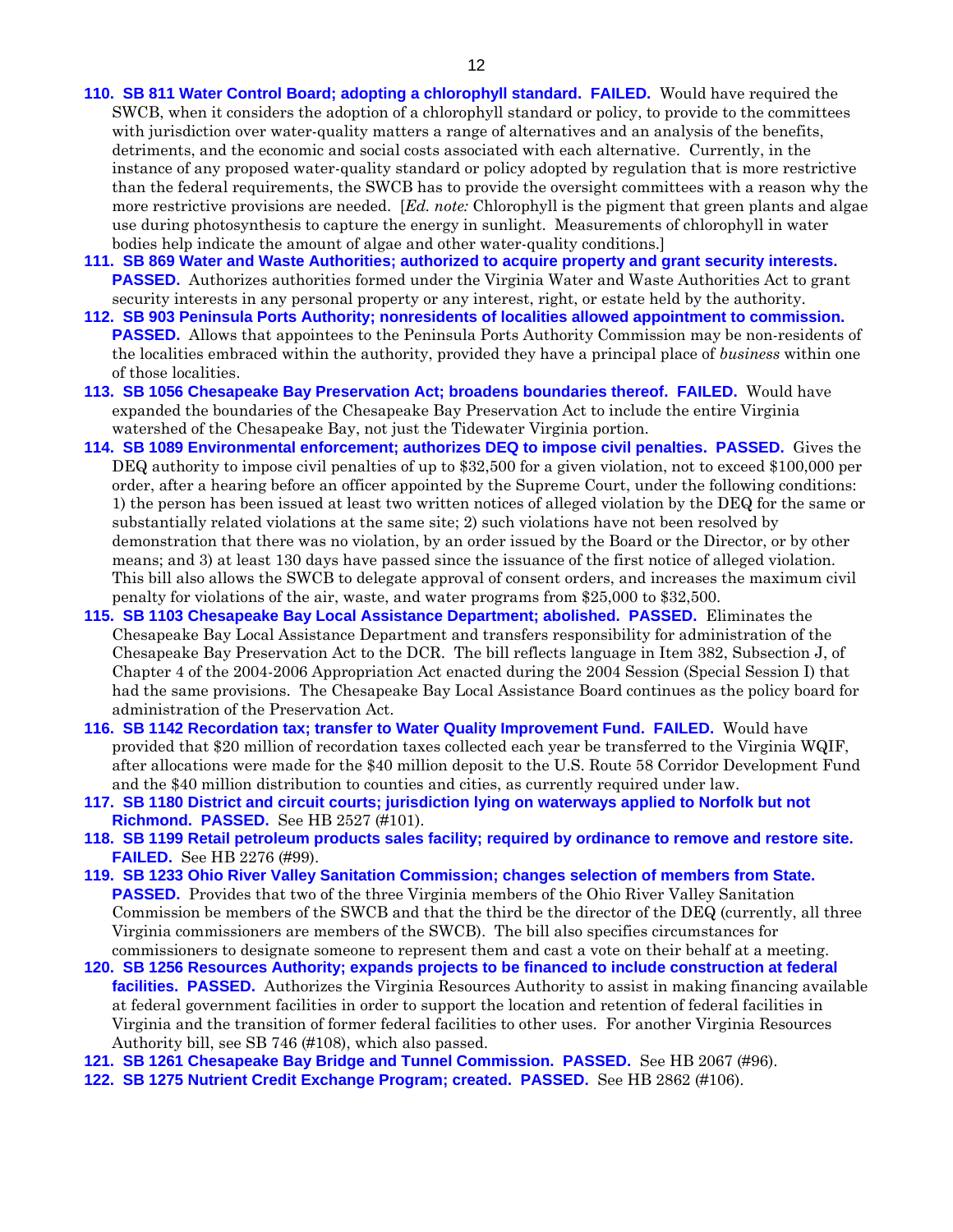110. **SB 811 Water Control Board; adopting a chlorophyll standard. FAILED.** Would have required the SWCB, when it considers the adoption of a chlorophyll standard or policy, to provide to the committees with jurisdiction over water-quality matters a range of alternatives and an analysis of the benefits, detriments, and the economic and social costs associated with each alternative. Currently, in the instance of any proposed water-quality standard or policy adopted by regulation that is more restrictive than the federal requirements, the SWCB has to provide the oversight committees with a reason why the more restrictive provisions are needed. [*Ed. note:* Chlorophyll is the pigment that green plants and algae use during photosynthesis to capture the energy in sunlight. Measurements of chlorophyll in water bodies help indicate the amount of algae and other water-quality conditions.]

111. **SB 869 Water and Waste Authorities; authorized to acquire property and grant security interests. PASSED.** Authorizes authorities formed under the Virginia Water and Waste Authorities Act to grant security interests in any personal property or any interest, right, or estate held by the authority.

112. **SB 903 Peninsula Ports Authority; nonresidents of localities allowed appointment to commission. PASSED.** Allows that appointees to the Peninsula Ports Authority Commission may be non-residents of the localities embraced within the authority, provided they have a principal place of *business* within one of those localities.

113. **SB 1056 Chesapeake Bay Preservation Act; broadens boundaries thereof. FAILED.** Would have expanded the boundaries of the Chesapeake Bay Preservation Act to include the entire Virginia watershed of the Chesapeake Bay, not just the Tidewater Virginia portion.

114. **SB 1089 Environmental enforcement; authorizes DEQ to impose civil penalties. PASSED.** Gives the DEQ authority to impose civil penalties of up to $32,500 for a given violation, not to exceed $100,000 per order, after a hearing before an officer appointed by the Supreme Court, under the following conditions: 1) the person has been issued at least two written notices of alleged violation by the DEQ for the same or substantially related violations at the same site; 2) such violations have not been resolved by demonstration that there was no violation, by an order issued by the Board or the Director, or by other means; and 3) at least 130 days have passed since the issuance of the first notice of alleged violation. This bill also allows the SWCB to delegate approval of consent orders, and increases the maximum civil penalty for violations of the air, waste, and water programs from $25,000 to $32,500.

115. **SB 1103 Chesapeake Bay Local Assistance Department; abolished. PASSED.** Eliminates the Chesapeake Bay Local Assistance Department and transfers responsibility for administration of the Chesapeake Bay Preservation Act to the DCR. The bill reflects language in Item 382, Subsection J, of Chapter 4 of the 2004-2006 Appropriation Act enacted during the 2004 Session (Special Session I) that had the same provisions. The Chesapeake Bay Local Assistance Board continues as the policy board for administration of the Preservation Act.

116. **SB 1142 Recordation tax; transfer to Water Quality Improvement Fund. FAILED.** Would have provided that $20 million of recordation taxes collected each year be transferred to the Virginia WQIF, after allocations were made for the $40 million deposit to the U.S. Route 58 Corridor Development Fund and the $40 million distribution to counties and cities, as currently required under law.

117. **SB 1180 District and circuit courts; jurisdiction lying on waterways applied to Norfolk but not Richmond. PASSED.** See HB 2527 (#101).

118. **SB 1199 Retail petroleum products sales facility; required by ordinance to remove and restore site. FAILED.** See HB 2276 (#99).

119. **SB 1233 Ohio River Valley Sanitation Commission; changes selection of members from State. PASSED.** Provides that two of the three Virginia members of the Ohio River Valley Sanitation Commission be members of the SWCB and that the third be the director of the DEQ (currently, all three Virginia commissioners are members of the SWCB). The bill also specifies circumstances for commissioners to designate someone to represent them and cast a vote on their behalf at a meeting.

120. **SB 1256 Resources Authority; expands projects to be financed to include construction at federal facilities. PASSED.** Authorizes the Virginia Resources Authority to assist in making financing available at federal government facilities in order to support the location and retention of federal facilities in Virginia and the transition of former federal facilities to other uses. For another Virginia Resources Authority bill, see SB 746 (#108), which also passed.

121. **SB 1261 Chesapeake Bay Bridge and Tunnel Commission. PASSED.** See HB 2067 (#96).

122. **SB 1275 Nutrient Credit Exchange Program; created. PASSED.** See HB 2862 (#106).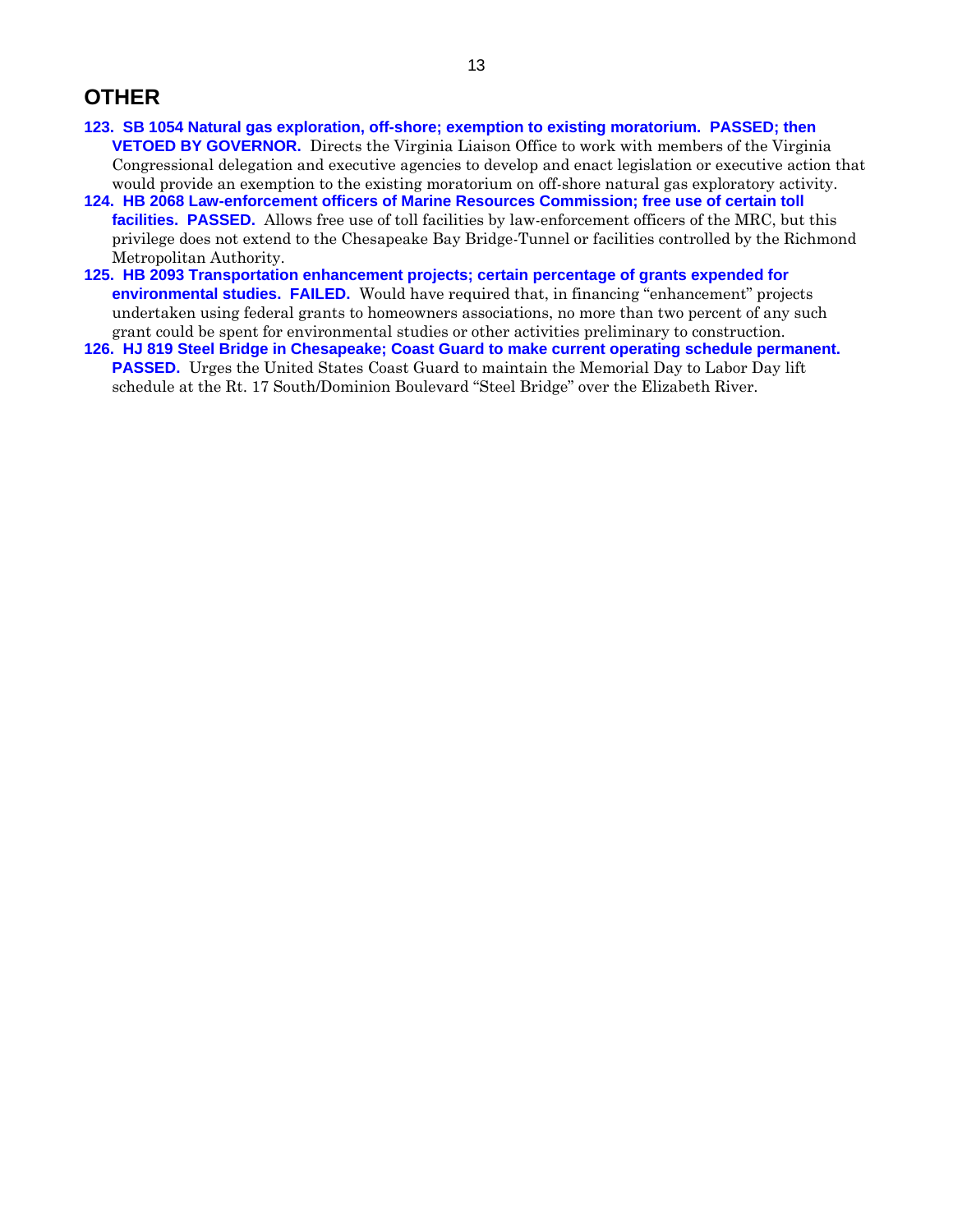## OTHER

**123. SB 1054 Natural gas exploration, off-shore; exemption to existing moratorium. PASSED; then VETOED BY GOVERNOR.** Directs the Virginia Liaison Office to work with members of the Virginia Congressional delegation and executive agencies to develop and enact legislation or executive action that would provide an exemption to the existing moratorium on off-shore natural gas exploratory activity.

**124. HB 2068 Law-enforcement officers of Marine Resources Commission; free use of certain toll facilities. PASSED.** Allows free use of toll facilities by law-enforcement officers of the MRC, but this privilege does not extend to the Chesapeake Bay Bridge-Tunnel or facilities controlled by the Richmond Metropolitan Authority.

**125. HB 2093 Transportation enhancement projects; certain percentage of grants expended for environmental studies. FAILED.** Would have required that, in financing "enhancement" projects undertaken using federal grants to homeowners associations, no more than two percent of any such grant could be spent for environmental studies or other activities preliminary to construction.

**126. HJ 819 Steel Bridge in Chesapeake; Coast Guard to make current operating schedule permanent. PASSED.** Urges the United States Coast Guard to maintain the Memorial Day to Labor Day lift schedule at the Rt. 17 South/Dominion Boulevard "Steel Bridge" over the Elizabeth River.